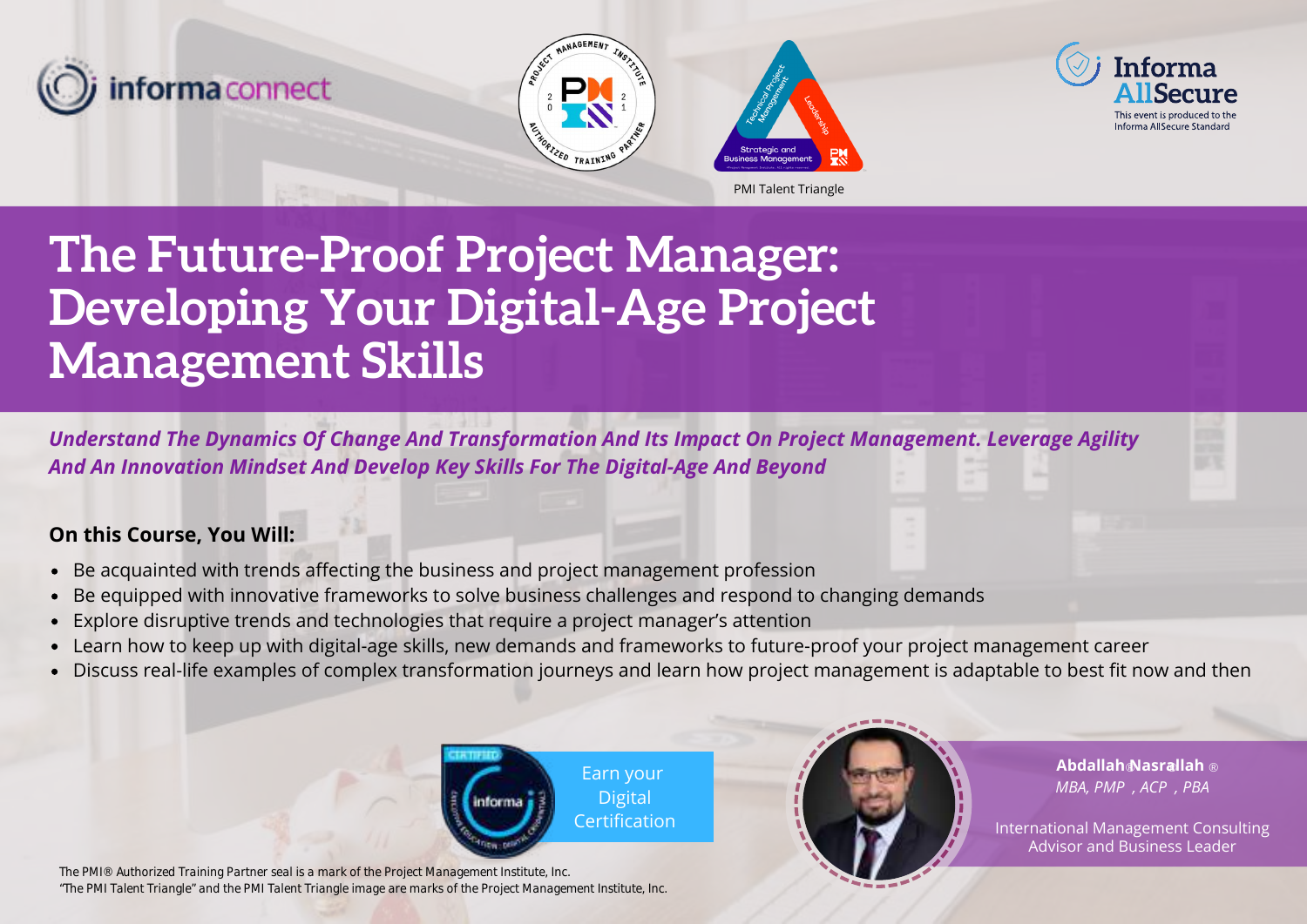informa connect

PMI Talent Triangle

Informa AllSecure

This event is produced to the Informa AllSecure Standard

# The Future-Proof Project Manager: Developing Your Digital-Age Project Management Skills

***Understand The Dynamics Of Change And Transformation And Its Impact On Project Management. Leverage Agility And An Innovation Mindset And Develop Key Skills For The Digital-Age And Beyond***

**On this Course, You Will:**

- Be acquainted with trends affecting the business and project management profession
- Be equipped with innovative frameworks to solve business challenges and respond to changing demands
- Explore disruptive trends and technologies that require a project manager's attention
- Learn how to keep up with digital-age skills, new demands and frameworks to future-proof your project management career
- Discuss real-life examples of complex transformation journeys and learn how project management is adaptable to best fit now and then

Earn your Digital Certification

**Abdallah Nasrallah**

*MBA, PMP, ACP, PBA*

International Management Consulting Advisor and Business Leader

The PMI® Authorized Training Partner seal is a mark of the Project Management Institute, Inc.
"The PMI Talent Triangle" and the PMI Talent Triangle image are marks of the Project Management Institute, Inc.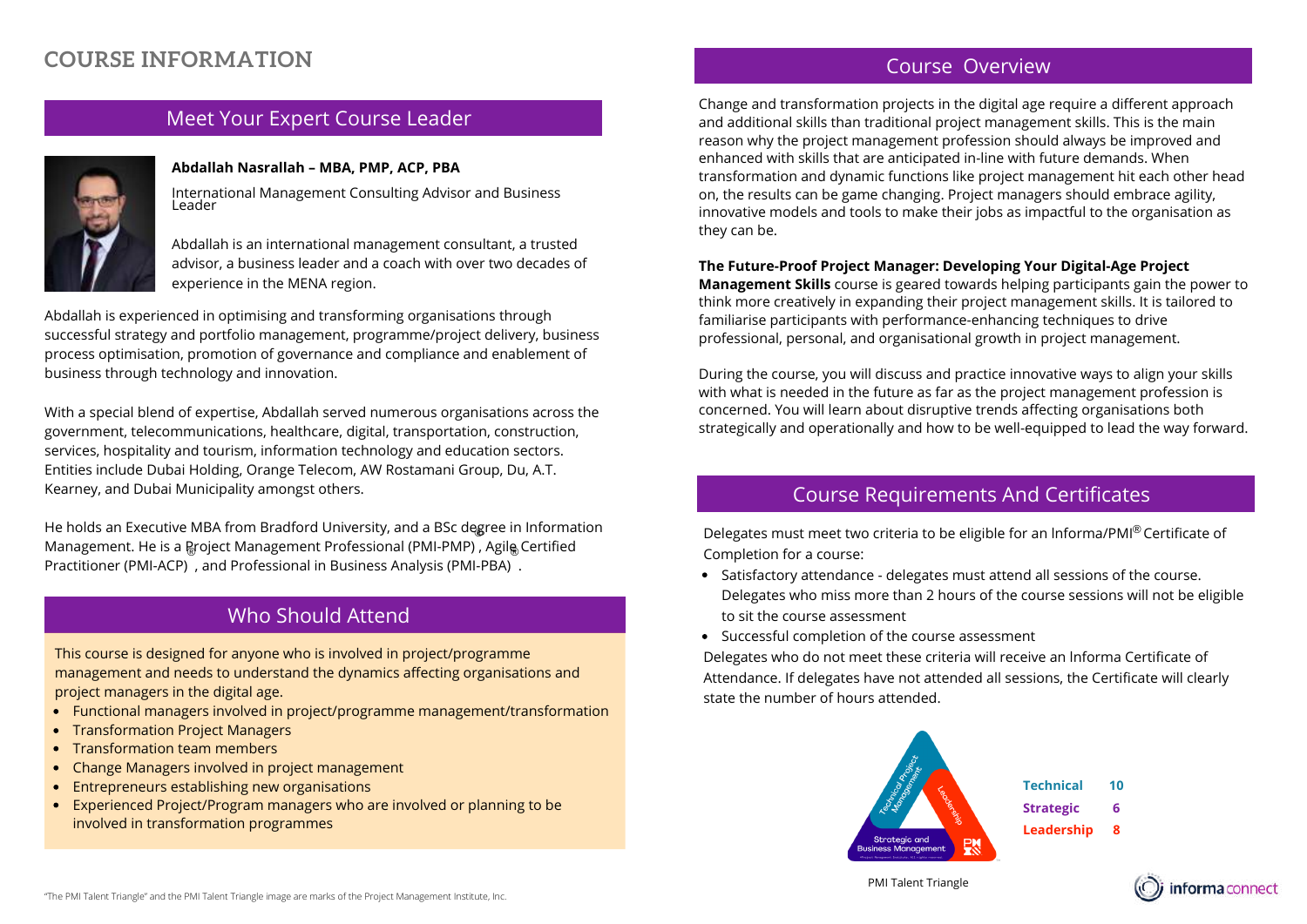# COURSE INFORMATION

## Meet Your Expert Course Leader

**Abdallah Nasrallah – MBA, PMP, ACP, PBA**

International Management Consulting Advisor and Business Leader

Abdallah is an international management consultant, a trusted advisor, a business leader and a coach with over two decades of experience in the MENA region.

Abdallah is experienced in optimising and transforming organisations through successful strategy and portfolio management, programme/project delivery, business process optimisation, promotion of governance and compliance and enablement of business through technology and innovation.

With a special blend of expertise, Abdallah served numerous organisations across the government, telecommunications, healthcare, digital, transportation, construction, services, hospitality and tourism, information technology and education sectors. Entities include Dubai Holding, Orange Telecom, AW Rostamani Group, Du, A.T. Kearney, and Dubai Municipality amongst others.

He holds an Executive MBA from Bradford University, and a BSc degree in Information Management. He is a Project Management Professional (PMI-PMP)®, Agile Certified Practitioner (PMI-ACP)®, and Professional in Business Analysis (PMI-PBA)®.

## Who Should Attend

This course is designed for anyone who is involved in project/programme management and needs to understand the dynamics affecting organisations and project managers in the digital age.

- Functional managers involved in project/programme management/transformation
- Transformation Project Managers
- Transformation team members
- Change Managers involved in project management
- Entrepreneurs establishing new organisations
- Experienced Project/Program managers who are involved or planning to be involved in transformation programmes

## Course Overview

Change and transformation projects in the digital age require a different approach and additional skills than traditional project management skills. This is the main reason why the project management profession should always be improved and enhanced with skills that are anticipated in-line with future demands. When transformation and dynamic functions like project management hit each other head on, the results can be game changing. Project managers should embrace agility, innovative models and tools to make their jobs as impactful to the organisation as they can be.

**The Future-Proof Project Manager: Developing Your Digital-Age Project Management Skills** course is geared towards helping participants gain the power to think more creatively in expanding their project management skills. It is tailored to familiarise participants with performance-enhancing techniques to drive professional, personal, and organisational growth in project management.

During the course, you will discuss and practice innovative ways to align your skills with what is needed in the future as far as the project management profession is concerned. You will learn about disruptive trends affecting organisations both strategically and operationally and how to be well-equipped to lead the way forward.

## Course Requirements And Certificates

Delegates must meet two criteria to be eligible for an Informa/PMI® Certificate of Completion for a course:

- Satisfactory attendance - delegates must attend all sessions of the course. Delegates who miss more than 2 hours of the course sessions will not be eligible to sit the course assessment
- Successful completion of the course assessment

Delegates who do not meet these criteria will receive an Informa Certificate of Attendance. If delegates have not attended all sessions, the Certificate will clearly state the number of hours attended.

| | |
|---|---|
| **Technical** | **10** |
| **Strategic** | **6** |
| **Leadership** | **8** |

PMI Talent Triangle

"The PMI Talent Triangle" and the PMI Talent Triangle image are marks of the Project Management Institute, Inc.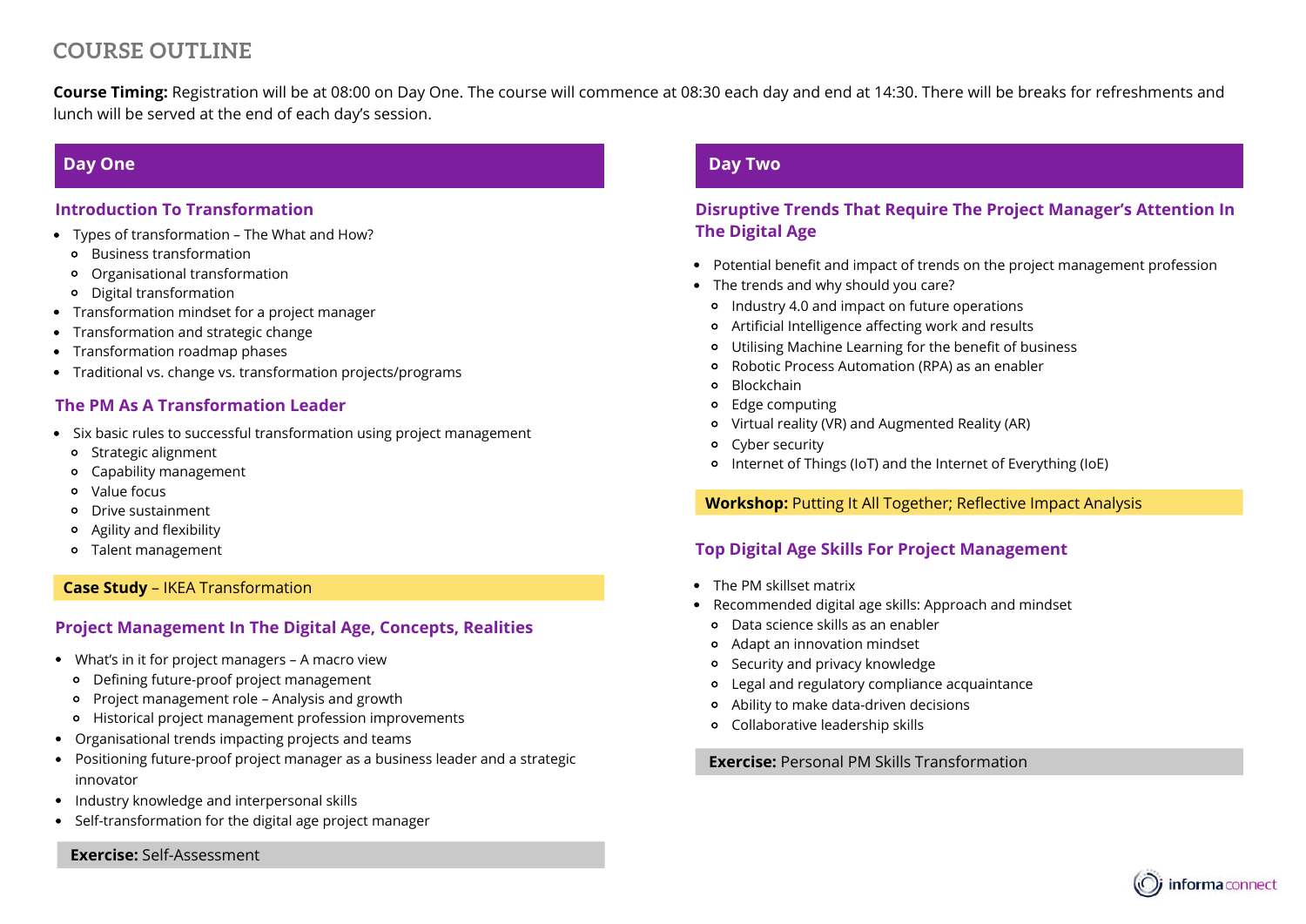# COURSE OUTLINE

**Course Timing:** Registration will be at 08:00 on Day One. The course will commence at 08:30 each day and end at 14:30. There will be breaks for refreshments and lunch will be served at the end of each day's session.

## Day One

### Introduction To Transformation

- Types of transformation – The What and How?
  - Business transformation
  - Organisational transformation
  - Digital transformation
- Transformation mindset for a project manager
- Transformation and strategic change
- Transformation roadmap phases
- Traditional vs. change vs. transformation projects/programs

### The PM As A Transformation Leader

- Six basic rules to successful transformation using project management
  - Strategic alignment
  - Capability management
  - Value focus
  - Drive sustainment
  - Agility and flexibility
  - Talent management

**Case Study** – IKEA Transformation

### Project Management In The Digital Age, Concepts, Realities

- What's in it for project managers – A macro view
  - Defining future-proof project management
  - Project management role – Analysis and growth
  - Historical project management profession improvements
- Organisational trends impacting projects and teams
- Positioning future-proof project manager as a business leader and a strategic innovator
- Industry knowledge and interpersonal skills
- Self-transformation for the digital age project manager

**Exercise:** Self-Assessment

## Day Two

### Disruptive Trends That Require The Project Manager's Attention In The Digital Age

- Potential benefit and impact of trends on the project management profession
- The trends and why should you care?
  - Industry 4.0 and impact on future operations
  - Artificial Intelligence affecting work and results
  - Utilising Machine Learning for the benefit of business
  - Robotic Process Automation (RPA) as an enabler
  - Blockchain
  - Edge computing
  - Virtual reality (VR) and Augmented Reality (AR)
  - Cyber security
  - Internet of Things (IoT) and the Internet of Everything (IoE)

**Workshop:** Putting It All Together; Reflective Impact Analysis

### Top Digital Age Skills For Project Management

- The PM skillset matrix
- Recommended digital age skills: Approach and mindset
  - Data science skills as an enabler
  - Adapt an innovation mindset
  - Security and privacy knowledge
  - Legal and regulatory compliance acquaintance
  - Ability to make data-driven decisions
  - Collaborative leadership skills

**Exercise:** Personal PM Skills Transformation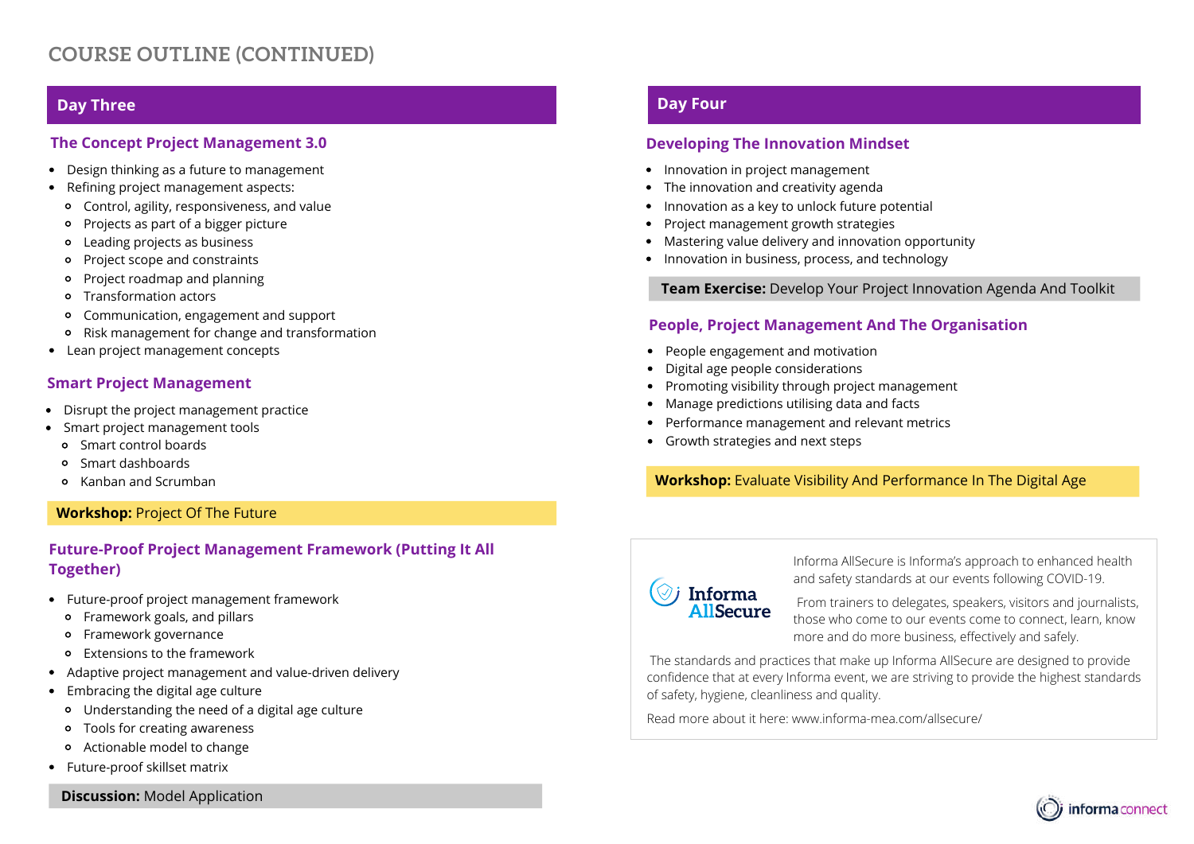# COURSE OUTLINE (CONTINUED)

## Day Three

### The Concept Project Management 3.0

- Design thinking as a future to management
- Refining project management aspects:
  - Control, agility, responsiveness, and value
  - Projects as part of a bigger picture
  - Leading projects as business
  - Project scope and constraints
  - Project roadmap and planning
  - Transformation actors
  - Communication, engagement and support
  - Risk management for change and transformation
- Lean project management concepts

### Smart Project Management

- Disrupt the project management practice
- Smart project management tools
  - Smart control boards
  - Smart dashboards
  - Kanban and Scrumban

**Workshop:** Project Of The Future

### Future-Proof Project Management Framework (Putting It All Together)

- Future-proof project management framework
  - Framework goals, and pillars
  - Framework governance
  - Extensions to the framework
- Adaptive project management and value-driven delivery
- Embracing the digital age culture
  - Understanding the need of a digital age culture
  - Tools for creating awareness
  - Actionable model to change
- Future-proof skillset matrix

**Discussion:** Model Application

## Day Four

### Developing The Innovation Mindset

- Innovation in project management
- The innovation and creativity agenda
- Innovation as a key to unlock future potential
- Project management growth strategies
- Mastering value delivery and innovation opportunity
- Innovation in business, process, and technology

**Team Exercise:** Develop Your Project Innovation Agenda And Toolkit

### People, Project Management And The Organisation

- People engagement and motivation
- Digital age people considerations
- Promoting visibility through project management
- Manage predictions utilising data and facts
- Performance management and relevant metrics
- Growth strategies and next steps

**Workshop:** Evaluate Visibility And Performance In The Digital Age

Informa AllSecure

Informa AllSecure is Informa's approach to enhanced health and safety standards at our events following COVID-19.

From trainers to delegates, speakers, visitors and journalists, those who come to our events come to connect, learn, know more and do more business, effectively and safely.

The standards and practices that make up Informa AllSecure are designed to provide confidence that at every Informa event, we are striving to provide the highest standards of safety, hygiene, cleanliness and quality.

Read more about it here: www.informa-mea.com/allsecure/

informa connect